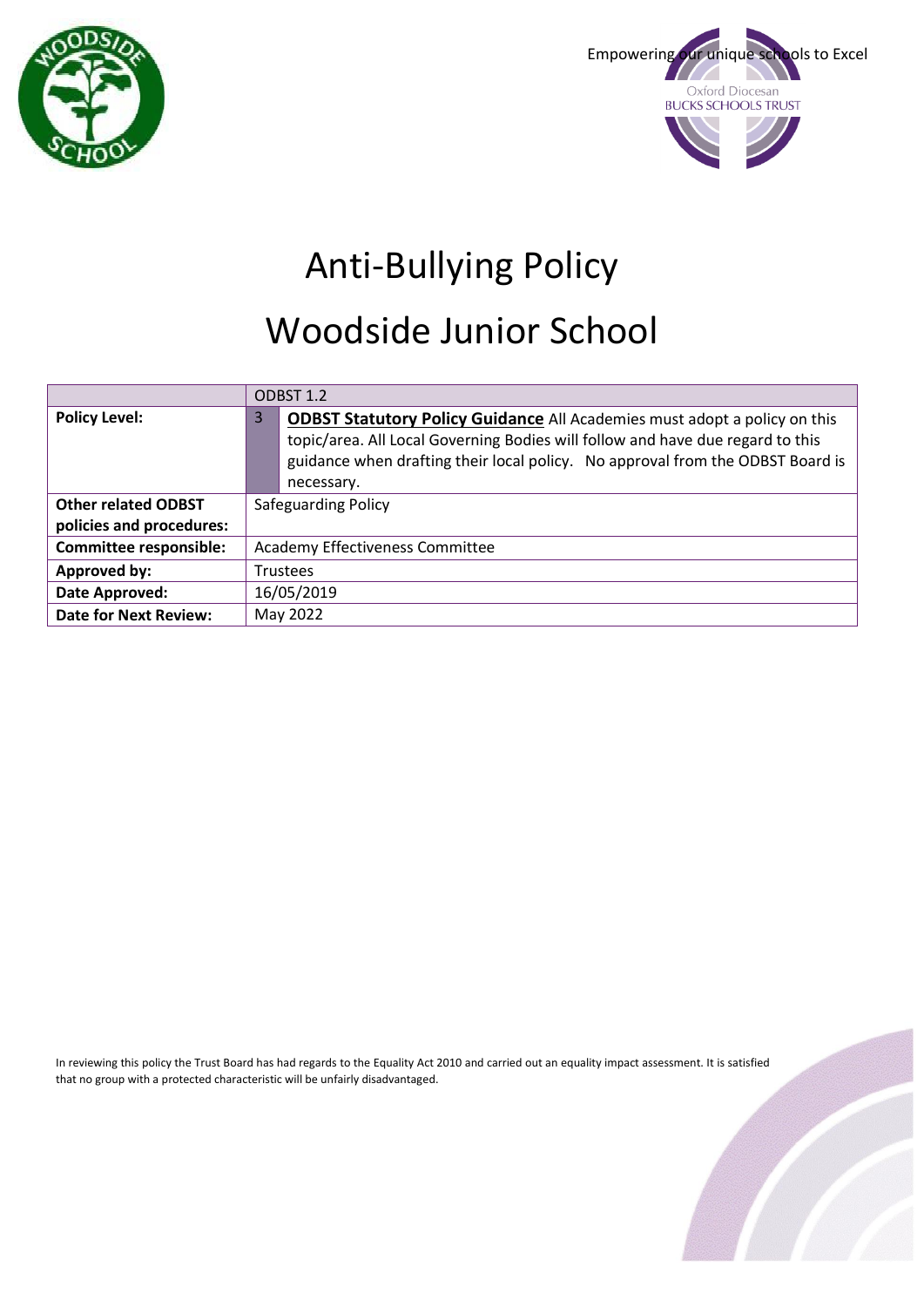Empowering our unique schools to Excel

Oxford Diocesan BUCKS SCHOOLS TRUST

# Anti-Bullying Policy

# Woodside Junior School

| | ODBST 1.2 |
|---|---|
| **Policy Level:** | 3 **ODBST Statutory Policy Guidance** All Academies must adopt a policy on this topic/area. All Local Governing Bodies will follow and have due regard to this guidance when drafting their local policy. No approval from the ODBST Board is necessary. |
| **Other related ODBST policies and procedures:** | Safeguarding Policy |
| **Committee responsible:** | Academy Effectiveness Committee |
| **Approved by:** | Trustees |
| **Date Approved:** | 16/05/2019 |
| **Date for Next Review:** | May 2022 |

In reviewing this policy the Trust Board has had regards to the Equality Act 2010 and carried out an equality impact assessment. It is satisfied that no group with a protected characteristic will be unfairly disadvantaged.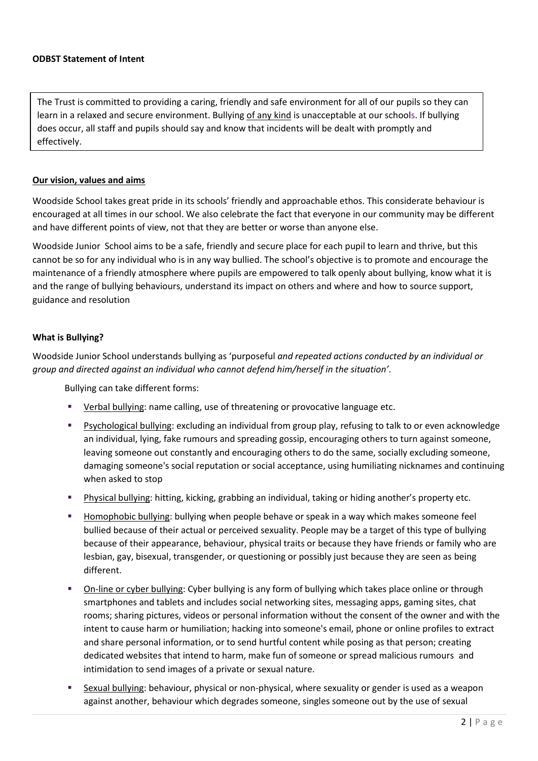**ODBST Statement of Intent**

The Trust is committed to providing a caring, friendly and safe environment for all of our pupils so they can learn in a relaxed and secure environment. Bullying of any kind is unacceptable at our schools. If bullying does occur, all staff and pupils should say and know that incidents will be dealt with promptly and effectively.

**Our vision, values and aims**

Woodside School takes great pride in its schools' friendly and approachable ethos. This considerate behaviour is encouraged at all times in our school. We also celebrate the fact that everyone in our community may be different and have different points of view, not that they are better or worse than anyone else.

Woodside Junior School aims to be a safe, friendly and secure place for each pupil to learn and thrive, but this cannot be so for any individual who is in any way bullied. The school's objective is to promote and encourage the maintenance of a friendly atmosphere where pupils are empowered to talk openly about bullying, know what it is and the range of bullying behaviours, understand its impact on others and where and how to source support, guidance and resolution

**What is Bullying?**

Woodside Junior School understands bullying as 'purposeful *and repeated actions conducted by an individual or group and directed against an individual who cannot defend him/herself in the situation'*.

Bullying can take different forms:

- Verbal bullying: name calling, use of threatening or provocative language etc.
- Psychological bullying: excluding an individual from group play, refusing to talk to or even acknowledge an individual, lying, fake rumours and spreading gossip, encouraging others to turn against someone, leaving someone out constantly and encouraging others to do the same, socially excluding someone, damaging someone's social reputation or social acceptance, using humiliating nicknames and continuing when asked to stop
- Physical bullying: hitting, kicking, grabbing an individual, taking or hiding another's property etc.
- Homophobic bullying: bullying when people behave or speak in a way which makes someone feel bullied because of their actual or perceived sexuality. People may be a target of this type of bullying because of their appearance, behaviour, physical traits or because they have friends or family who are lesbian, gay, bisexual, transgender, or questioning or possibly just because they are seen as being different.
- On-line or cyber bullying: Cyber bullying is any form of bullying which takes place online or through smartphones and tablets and includes social networking sites, messaging apps, gaming sites, chat rooms; sharing pictures, videos or personal information without the consent of the owner and with the intent to cause harm or humiliation; hacking into someone's email, phone or online profiles to extract and share personal information, or to send hurtful content while posing as that person; creating dedicated websites that intend to harm, make fun of someone or spread malicious rumours and intimidation to send images of a private or sexual nature.
- Sexual bullying: behaviour, physical or non-physical, where sexuality or gender is used as a weapon against another, behaviour which degrades someone, singles someone out by the use of sexual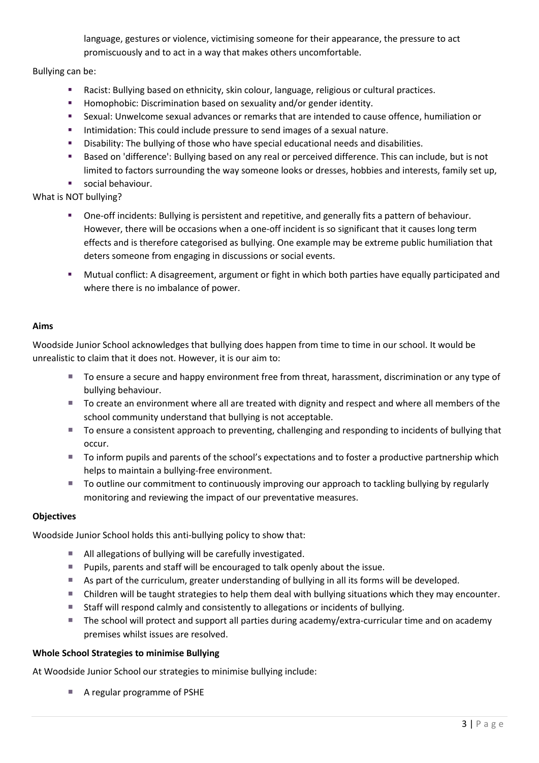language, gestures or violence, victimising someone for their appearance, the pressure to act promiscuously and to act in a way that makes others uncomfortable.

Bullying can be:

- Racist: Bullying based on ethnicity, skin colour, language, religious or cultural practices.
- Homophobic: Discrimination based on sexuality and/or gender identity.
- Sexual: Unwelcome sexual advances or remarks that are intended to cause offence, humiliation or
- Intimidation: This could include pressure to send images of a sexual nature.
- Disability: The bullying of those who have special educational needs and disabilities.
- Based on 'difference': Bullying based on any real or perceived difference. This can include, but is not limited to factors surrounding the way someone looks or dresses, hobbies and interests, family set up,
- social behaviour.

What is NOT bullying?

- One-off incidents: Bullying is persistent and repetitive, and generally fits a pattern of behaviour. However, there will be occasions when a one-off incident is so significant that it causes long term effects and is therefore categorised as bullying. One example may be extreme public humiliation that deters someone from engaging in discussions or social events.
- Mutual conflict: A disagreement, argument or fight in which both parties have equally participated and where there is no imbalance of power.

**Aims**

Woodside Junior School acknowledges that bullying does happen from time to time in our school. It would be unrealistic to claim that it does not. However, it is our aim to:

- To ensure a secure and happy environment free from threat, harassment, discrimination or any type of bullying behaviour.
- To create an environment where all are treated with dignity and respect and where all members of the school community understand that bullying is not acceptable.
- To ensure a consistent approach to preventing, challenging and responding to incidents of bullying that occur.
- To inform pupils and parents of the school's expectations and to foster a productive partnership which helps to maintain a bullying-free environment.
- To outline our commitment to continuously improving our approach to tackling bullying by regularly monitoring and reviewing the impact of our preventative measures.

**Objectives**

Woodside Junior School holds this anti-bullying policy to show that:

- All allegations of bullying will be carefully investigated.
- Pupils, parents and staff will be encouraged to talk openly about the issue.
- As part of the curriculum, greater understanding of bullying in all its forms will be developed.
- Children will be taught strategies to help them deal with bullying situations which they may encounter.
- Staff will respond calmly and consistently to allegations or incidents of bullying.
- The school will protect and support all parties during academy/extra-curricular time and on academy premises whilst issues are resolved.

**Whole School Strategies to minimise Bullying**

At Woodside Junior School our strategies to minimise bullying include:

- A regular programme of PSHE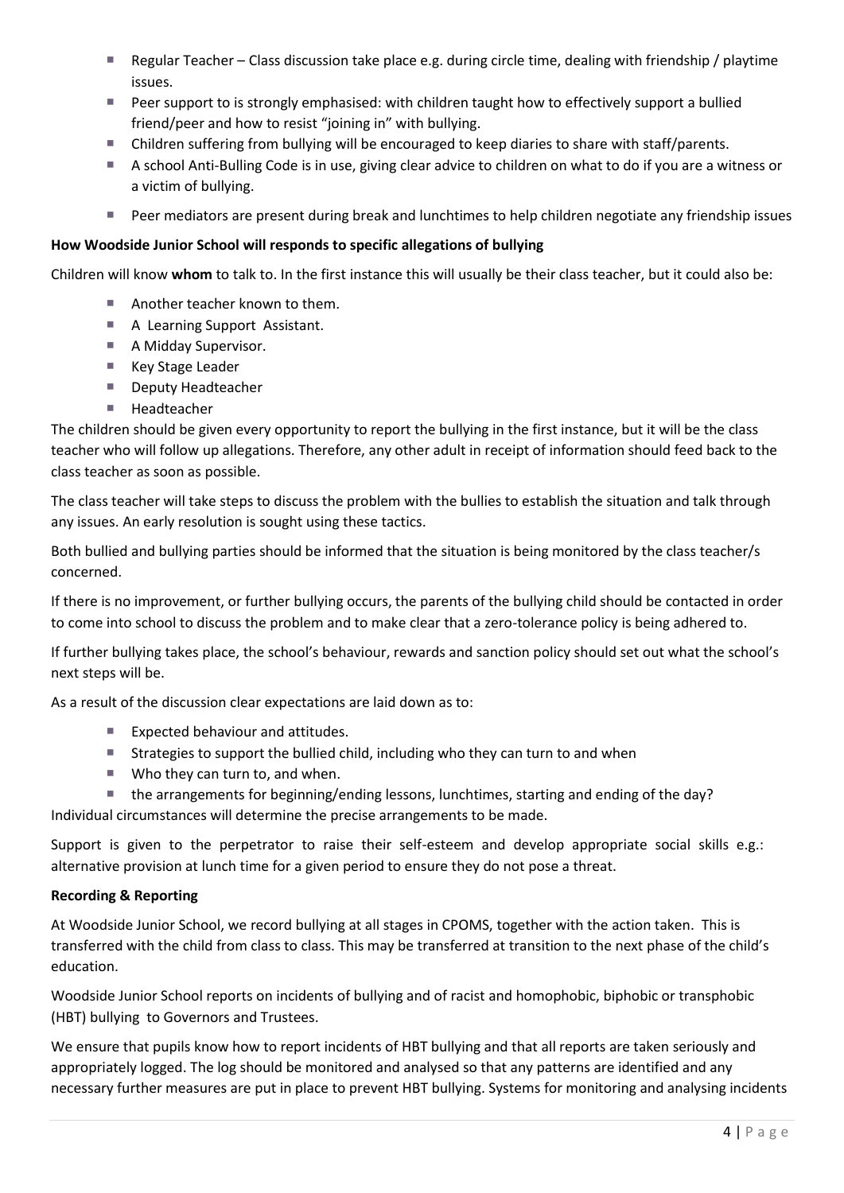- Regular Teacher – Class discussion take place e.g. during circle time, dealing with friendship / playtime issues.
- Peer support to is strongly emphasised: with children taught how to effectively support a bullied friend/peer and how to resist "joining in" with bullying.
- Children suffering from bullying will be encouraged to keep diaries to share with staff/parents.
- A school Anti-Bulling Code is in use, giving clear advice to children on what to do if you are a witness or a victim of bullying.
- Peer mediators are present during break and lunchtimes to help children negotiate any friendship issues

**How Woodside Junior School will responds to specific allegations of bullying**

Children will know **whom** to talk to. In the first instance this will usually be their class teacher, but it could also be:

- Another teacher known to them.
- A Learning Support Assistant.
- A Midday Supervisor.
- Key Stage Leader
- Deputy Headteacher
- Headteacher

The children should be given every opportunity to report the bullying in the first instance, but it will be the class teacher who will follow up allegations. Therefore, any other adult in receipt of information should feed back to the class teacher as soon as possible.

The class teacher will take steps to discuss the problem with the bullies to establish the situation and talk through any issues. An early resolution is sought using these tactics.

Both bullied and bullying parties should be informed that the situation is being monitored by the class teacher/s concerned.

If there is no improvement, or further bullying occurs, the parents of the bullying child should be contacted in order to come into school to discuss the problem and to make clear that a zero-tolerance policy is being adhered to.

If further bullying takes place, the school's behaviour, rewards and sanction policy should set out what the school's next steps will be.

As a result of the discussion clear expectations are laid down as to:

- Expected behaviour and attitudes.
- Strategies to support the bullied child, including who they can turn to and when
- Who they can turn to, and when.
- the arrangements for beginning/ending lessons, lunchtimes, starting and ending of the day?

Individual circumstances will determine the precise arrangements to be made.

Support is given to the perpetrator to raise their self-esteem and develop appropriate social skills e.g.: alternative provision at lunch time for a given period to ensure they do not pose a threat.

**Recording & Reporting**

At Woodside Junior School, we record bullying at all stages in CPOMS, together with the action taken. This is transferred with the child from class to class. This may be transferred at transition to the next phase of the child's education.

Woodside Junior School reports on incidents of bullying and of racist and homophobic, biphobic or transphobic (HBT) bullying to Governors and Trustees.

We ensure that pupils know how to report incidents of HBT bullying and that all reports are taken seriously and appropriately logged. The log should be monitored and analysed so that any patterns are identified and any necessary further measures are put in place to prevent HBT bullying. Systems for monitoring and analysing incidents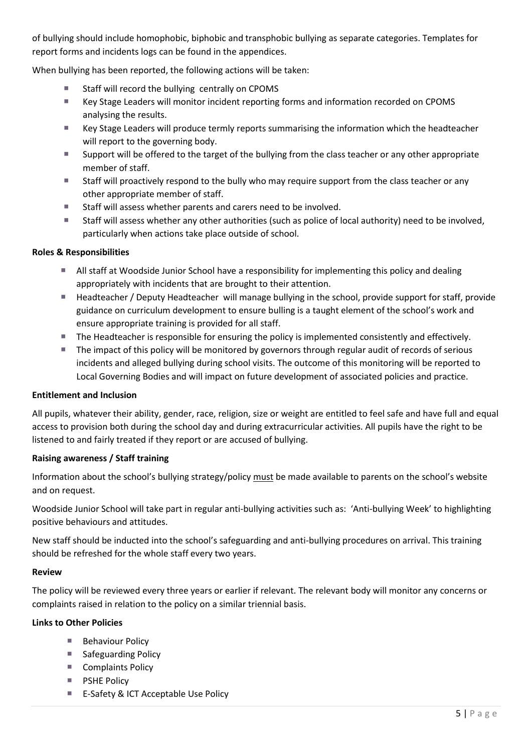of bullying should include homophobic, biphobic and transphobic bullying as separate categories. Templates for report forms and incidents logs can be found in the appendices.

When bullying has been reported, the following actions will be taken:

- Staff will record the bullying centrally on CPOMS
- Key Stage Leaders will monitor incident reporting forms and information recorded on CPOMS analysing the results.
- Key Stage Leaders will produce termly reports summarising the information which the headteacher will report to the governing body.
- Support will be offered to the target of the bullying from the class teacher or any other appropriate member of staff.
- Staff will proactively respond to the bully who may require support from the class teacher or any other appropriate member of staff.
- Staff will assess whether parents and carers need to be involved.
- Staff will assess whether any other authorities (such as police of local authority) need to be involved, particularly when actions take place outside of school.

**Roles & Responsibilities**

- All staff at Woodside Junior School have a responsibility for implementing this policy and dealing appropriately with incidents that are brought to their attention.
- Headteacher / Deputy Headteacher will manage bullying in the school, provide support for staff, provide guidance on curriculum development to ensure bulling is a taught element of the school's work and ensure appropriate training is provided for all staff.
- The Headteacher is responsible for ensuring the policy is implemented consistently and effectively.
- The impact of this policy will be monitored by governors through regular audit of records of serious incidents and alleged bullying during school visits. The outcome of this monitoring will be reported to Local Governing Bodies and will impact on future development of associated policies and practice.

**Entitlement and Inclusion**

All pupils, whatever their ability, gender, race, religion, size or weight are entitled to feel safe and have full and equal access to provision both during the school day and during extracurricular activities. All pupils have the right to be listened to and fairly treated if they report or are accused of bullying.

**Raising awareness / Staff training**

Information about the school's bullying strategy/policy must be made available to parents on the school's website and on request.

Woodside Junior School will take part in regular anti-bullying activities such as: 'Anti-bullying Week' to highlighting positive behaviours and attitudes.

New staff should be inducted into the school's safeguarding and anti-bullying procedures on arrival. This training should be refreshed for the whole staff every two years.

**Review**

The policy will be reviewed every three years or earlier if relevant. The relevant body will monitor any concerns or complaints raised in relation to the policy on a similar triennial basis.

**Links to Other Policies**

- Behaviour Policy
- Safeguarding Policy
- Complaints Policy
- PSHE Policy
- E-Safety & ICT Acceptable Use Policy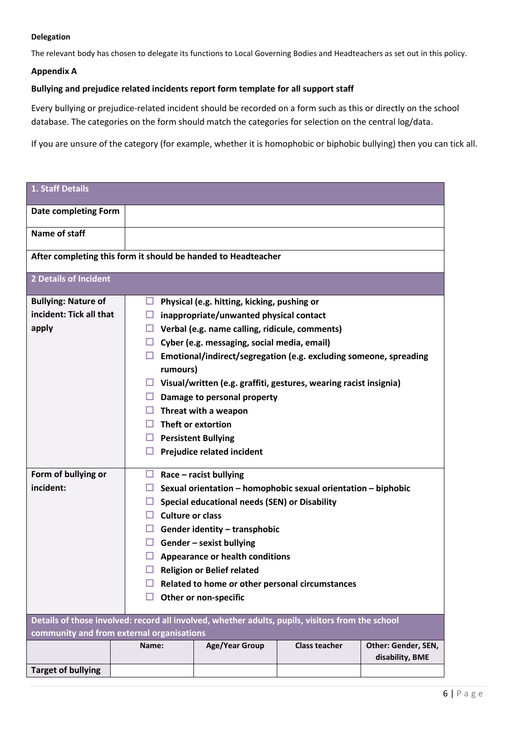**Delegation**

The relevant body has chosen to delegate its functions to Local Governing Bodies and Headteachers as set out in this policy.

**Appendix A**

**Bullying and prejudice related incidents report form template for all support staff**

Every bullying or prejudice-related incident should be recorded on a form such as this or directly on the school database. The categories on the form should match the categories for selection on the central log/data.

If you are unsure of the category (for example, whether it is homophobic or biphobic bullying) then you can tick all.

| **1. Staff Details** | |
|---|---|
| **Date completing Form** | |
| **Name of staff** | |
| **After completing this form it should be handed to Headteacher** | |
| **2 Details of Incident** | |
| **Bullying: Nature of incident: Tick all that apply** | ☐ **Physical (e.g. hitting, kicking, pushing or**<br>☐ **inappropriate/unwanted physical contact**<br>☐ **Verbal (e.g. name calling, ridicule, comments)**<br>☐ **Cyber (e.g. messaging, social media, email)**<br>☐ **Emotional/indirect/segregation (e.g. excluding someone, spreading rumours)**<br>☐ **Visual/written (e.g. graffiti, gestures, wearing racist insignia)**<br>☐ **Damage to personal property**<br>☐ **Threat with a weapon**<br>☐ **Theft or extortion**<br>☐ **Persistent Bullying**<br>☐ **Prejudice related incident** |
| **Form of bullying or incident:** | ☐ **Race – racist bullying**<br>☐ **Sexual orientation – homophobic sexual orientation – biphobic**<br>☐ **Special educational needs (SEN) or Disability**<br>☐ **Culture or class**<br>☐ **Gender identity – transphobic**<br>☐ **Gender – sexist bullying**<br>☐ **Appearance or health conditions**<br>☐ **Religion or Belief related**<br>☐ **Related to home or other personal circumstances**<br>☐ **Other or non-specific** |

**Details of those involved: record all involved, whether adults, pupils, visitors from the school community and from external organisations**

| | Name: | Age/Year Group | Class teacher | Other: Gender, SEN, disability, BME |
|---|---|---|---|---|
| **Target of bullying** | | | | |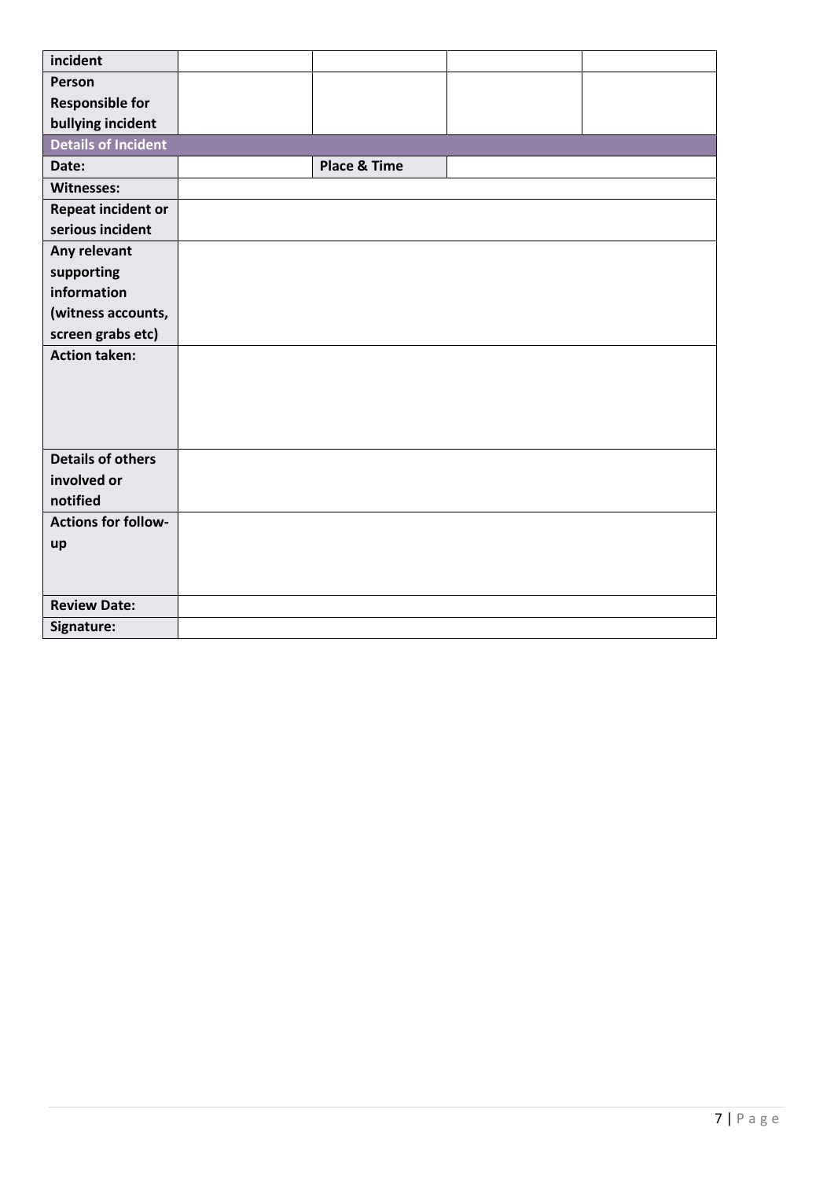| incident | | | | |
|---|---|---|---|---|
| Person Responsible for bullying incident | | | | |
| **Details of Incident** | | | | |
| Date: | | Place & Time | | |
| Witnesses: | | | | |
| Repeat incident or serious incident | | | | |
| Any relevant supporting information (witness accounts, screen grabs etc) | | | | |
| Action taken: | | | | |
| Details of others involved or notified | | | | |
| Actions for follow-up | | | | |
| Review Date: | | | | |
| Signature: | | | | |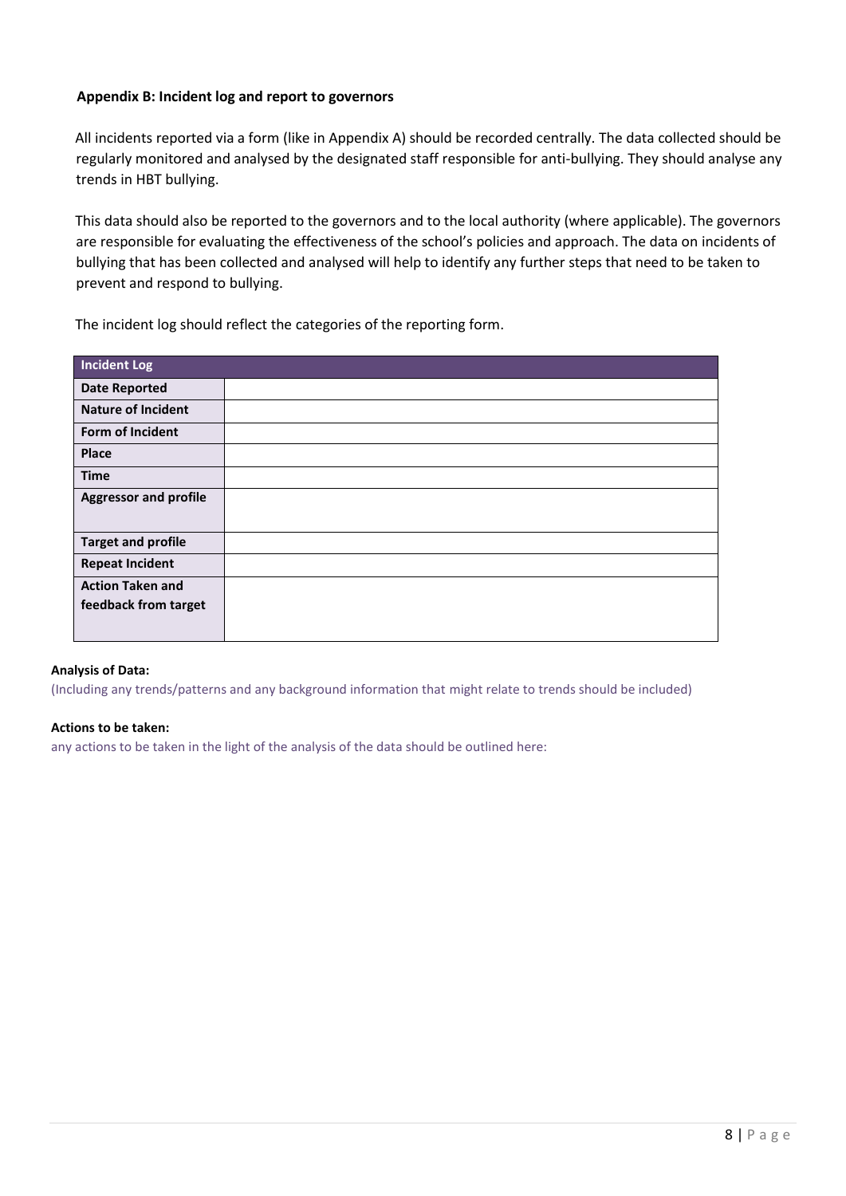## Appendix B: Incident log and report to governors

All incidents reported via a form (like in Appendix A) should be recorded centrally. The data collected should be regularly monitored and analysed by the designated staff responsible for anti-bullying. They should analyse any trends in HBT bullying.

This data should also be reported to the governors and to the local authority (where applicable). The governors are responsible for evaluating the effectiveness of the school's policies and approach. The data on incidents of bullying that has been collected and analysed will help to identify any further steps that need to be taken to prevent and respond to bullying.

The incident log should reflect the categories of the reporting form.

| Incident Log | |
|---|---|
| **Date Reported** | |
| **Nature of Incident** | |
| **Form of Incident** | |
| **Place** | |
| **Time** | |
| **Aggressor and profile** | |
| **Target and profile** | |
| **Repeat Incident** | |
| **Action Taken and feedback from target** | |

**Analysis of Data:**

(Including any trends/patterns and any background information that might relate to trends should be included)

**Actions to be taken:**

any actions to be taken in the light of the analysis of the data should be outlined here: